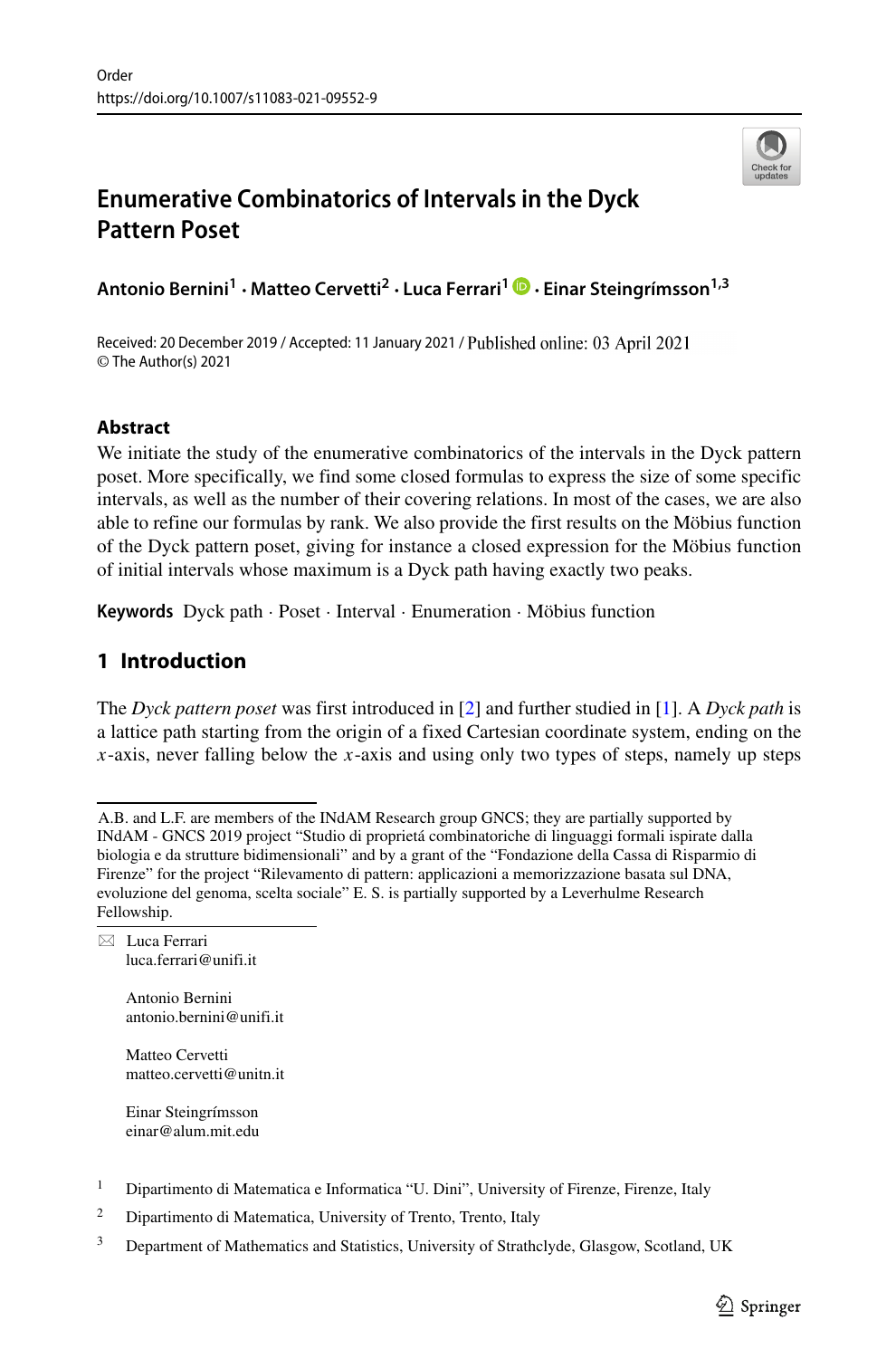Order
https://doi.org/10.1007/s11083-021-09552-9

# Enumerative Combinatorics of Intervals in the Dyck Pattern Poset

**Antonio Bernini[1] · Matteo Cervetti[2] · Luca Ferrari[1] · Einar Steingrímsson[1,3]**

Received: 20 December 2019 / Accepted: 11 January 2021 / Published online: 03 April 2021
© The Author(s) 2021

### Abstract

We initiate the study of the enumerative combinatorics of the intervals in the Dyck pattern poset. More specifically, we find some closed formulas to express the size of some specific intervals, as well as the number of their covering relations. In most of the cases, we are also able to refine our formulas by rank. We also provide the first results on the Möbius function of the Dyck pattern poset, giving for instance a closed expression for the Möbius function of initial intervals whose maximum is a Dyck path having exactly two peaks.

**Keywords** Dyck path · Poset · Interval · Enumeration · Möbius function

## 1 Introduction

The *Dyck pattern poset* was first introduced in [2] and further studied in [1]. A *Dyck path* is a lattice path starting from the origin of a fixed Cartesian coordinate system, ending on the $x$-axis, never falling below the $x$-axis and using only two types of steps, namely up steps

---

A.B. and L.F. are members of the INdAM Research group GNCS; they are partially supported by INdAM - GNCS 2019 project "Studio di proprietá combinatoriche di linguaggi formali ispirate dalla biologia e da strutture bidimensionali" and by a grant of the "Fondazione della Cassa di Risparmio di Firenze" for the project "Rilevamento di pattern: applicazioni a memorizzazione basata sul DNA, evoluzione del genoma, scelta sociale" E. S. is partially supported by a Leverhulme Research Fellowship.

✉ Luca Ferrari
luca.ferrari@unifi.it

Antonio Bernini
antonio.bernini@unifi.it

Matteo Cervetti
matteo.cervetti@unitn.it

Einar Steingrímsson
einar@alum.mit.edu

[1] Dipartimento di Matematica e Informatica "U. Dini", University of Firenze, Firenze, Italy

[2] Dipartimento di Matematica, University of Trento, Trento, Italy

[3] Department of Mathematics and Statistics, University of Strathclyde, Glasgow, Scotland, UK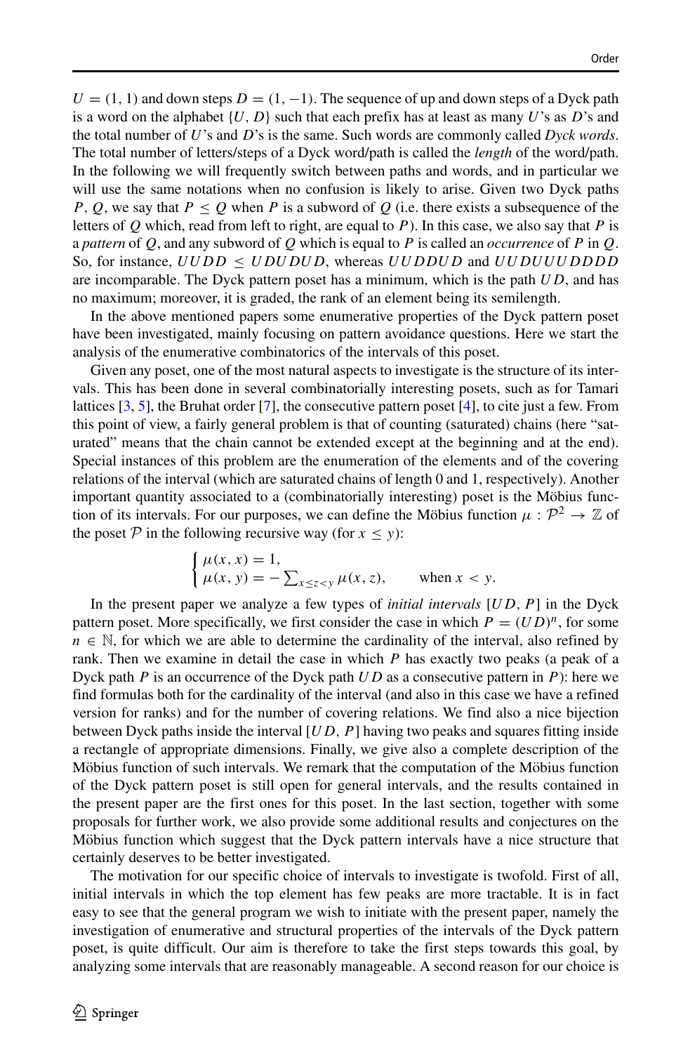$U = (1, 1)$ and down steps $D = (1, -1)$. The sequence of up and down steps of a Dyck path is a word on the alphabet $\{U, D\}$ such that each prefix has at least as many $U$'s as $D$'s and the total number of $U$'s and $D$'s is the same. Such words are commonly called *Dyck words*. The total number of letters/steps of a Dyck word/path is called the *length* of the word/path. In the following we will frequently switch between paths and words, and in particular we will use the same notations when no confusion is likely to arise. Given two Dyck paths $P, Q$, we say that $P \leq Q$ when $P$ is a subword of $Q$ (i.e. there exists a subsequence of the letters of $Q$ which, read from left to right, are equal to $P$). In this case, we also say that $P$ is a *pattern* of $Q$, and any subword of $Q$ which is equal to $P$ is called an *occurrence* of $P$ in $Q$. So, for instance, $UUDD \leq UDUDUD$, whereas $UUDDUD$ and $UUDUUUDDDD$ are incomparable. The Dyck pattern poset has a minimum, which is the path $UD$, and has no maximum; moreover, it is graded, the rank of an element being its semilength.

In the above mentioned papers some enumerative properties of the Dyck pattern poset have been investigated, mainly focusing on pattern avoidance questions. Here we start the analysis of the enumerative combinatorics of the intervals of this poset.

Given any poset, one of the most natural aspects to investigate is the structure of its intervals. This has been done in several combinatorially interesting posets, such as for Tamari lattices [3, 5], the Bruhat order [7], the consecutive pattern poset [4], to cite just a few. From this point of view, a fairly general problem is that of counting (saturated) chains (here "saturated" means that the chain cannot be extended except at the beginning and at the end). Special instances of this problem are the enumeration of the elements and of the covering relations of the interval (which are saturated chains of length 0 and 1, respectively). Another important quantity associated to a (combinatorially interesting) poset is the Möbius function of its intervals. For our purposes, we can define the Möbius function $\mu : \mathcal{P}^2 \to \mathbb{Z}$ of the poset $\mathcal{P}$ in the following recursive way (for $x \leq y$):

$$\begin{cases} \mu(x, x) = 1, \\ \mu(x, y) = -\sum_{x \leq z < y} \mu(x, z), \qquad \text{when } x < y. \end{cases}$$

In the present paper we analyze a few types of *initial intervals* $[UD, P]$ in the Dyck pattern poset. More specifically, we first consider the case in which $P = (UD)^n$, for some $n \in \mathbb{N}$, for which we are able to determine the cardinality of the interval, also refined by rank. Then we examine in detail the case in which $P$ has exactly two peaks (a peak of a Dyck path $P$ is an occurrence of the Dyck path $UD$ as a consecutive pattern in $P$): here we find formulas both for the cardinality of the interval (and also in this case we have a refined version for ranks) and for the number of covering relations. We find also a nice bijection between Dyck paths inside the interval $[UD, P]$ having two peaks and squares fitting inside a rectangle of appropriate dimensions. Finally, we give also a complete description of the Möbius function of such intervals. We remark that the computation of the Möbius function of the Dyck pattern poset is still open for general intervals, and the results contained in the present paper are the first ones for this poset. In the last section, together with some proposals for further work, we also provide some additional results and conjectures on the Möbius function which suggest that the Dyck pattern intervals have a nice structure that certainly deserves to be better investigated.

The motivation for our specific choice of intervals to investigate is twofold. First of all, initial intervals in which the top element has few peaks are more tractable. It is in fact easy to see that the general program we wish to initiate with the present paper, namely the investigation of enumerative and structural properties of the intervals of the Dyck pattern poset, is quite difficult. Our aim is therefore to take the first steps towards this goal, by analyzing some intervals that are reasonably manageable. A second reason for our choice is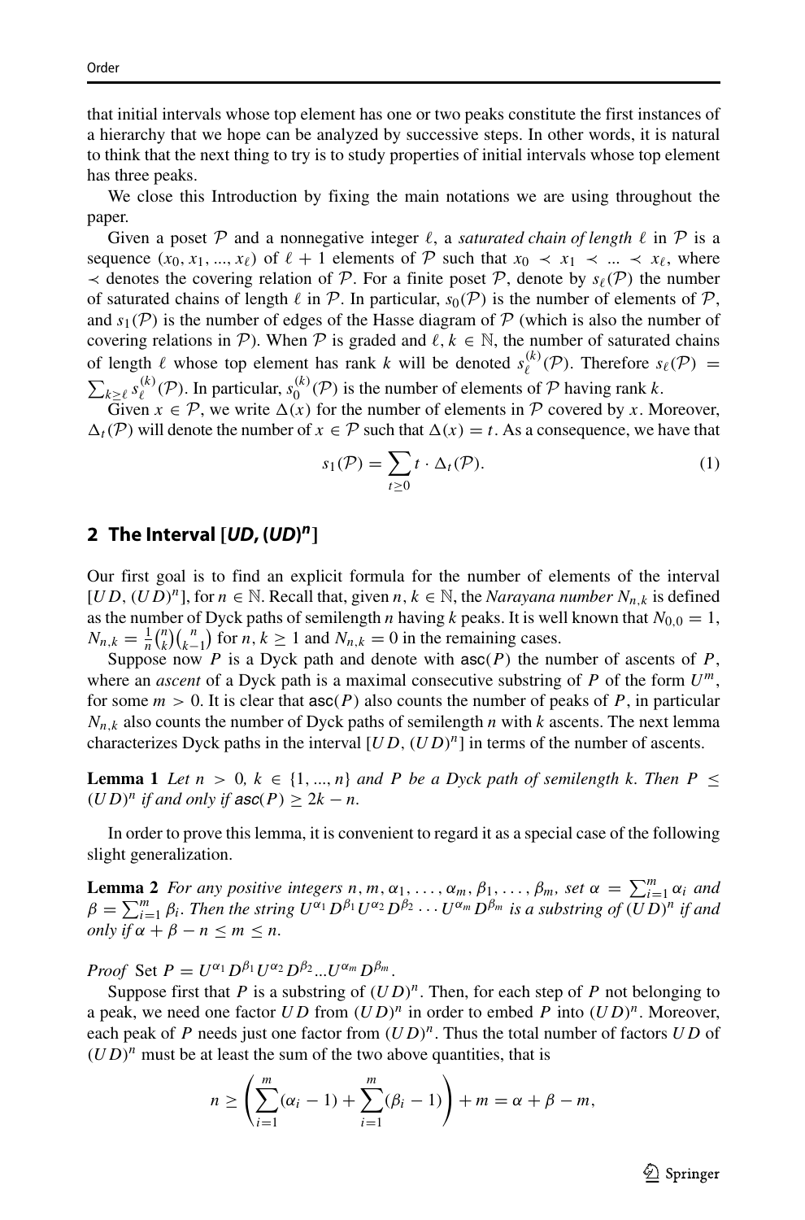that initial intervals whose top element has one or two peaks constitute the first instances of a hierarchy that we hope can be analyzed by successive steps. In other words, it is natural to think that the next thing to try is to study properties of initial intervals whose top element has three peaks.

We close this Introduction by fixing the main notations we are using throughout the paper.

Given a poset $\mathcal{P}$ and a nonnegative integer $\ell$, a *saturated chain of length* $\ell$ in $\mathcal{P}$ is a sequence $(x_0, x_1, ..., x_\ell)$ of $\ell + 1$ elements of $\mathcal{P}$ such that $x_0 \prec x_1 \prec ... \prec x_\ell$, where $\prec$ denotes the covering relation of $\mathcal{P}$. For a finite poset $\mathcal{P}$, denote by $s_\ell(\mathcal{P})$ the number of saturated chains of length $\ell$ in $\mathcal{P}$. In particular, $s_0(\mathcal{P})$ is the number of elements of $\mathcal{P}$, and $s_1(\mathcal{P})$ is the number of edges of the Hasse diagram of $\mathcal{P}$ (which is also the number of covering relations in $\mathcal{P}$). When $\mathcal{P}$ is graded and $\ell, k \in \mathbb{N}$, the number of saturated chains of length $\ell$ whose top element has rank $k$ will be denoted $s_\ell^{(k)}(\mathcal{P})$. Therefore $s_\ell(\mathcal{P}) = \sum_{k \geq \ell} s_\ell^{(k)}(\mathcal{P})$. In particular, $s_0^{(k)}(\mathcal{P})$ is the number of elements of $\mathcal{P}$ having rank $k$.

Given $x \in \mathcal{P}$, we write $\Delta(x)$ for the number of elements in $\mathcal{P}$ covered by $x$. Moreover, $\Delta_t(\mathcal{P})$ will denote the number of $x \in \mathcal{P}$ such that $\Delta(x) = t$. As a consequence, we have that

$$s_1(\mathcal{P}) = \sum_{t \geq 0} t \cdot \Delta_t(\mathcal{P}). \tag{1}$$

## 2 The Interval $[UD, (UD)^n]$

Our first goal is to find an explicit formula for the number of elements of the interval $[UD, (UD)^n]$, for $n \in \mathbb{N}$. Recall that, given $n, k \in \mathbb{N}$, the *Narayana number* $N_{n,k}$ is defined as the number of Dyck paths of semilength $n$ having $k$ peaks. It is well known that $N_{0,0} = 1$, $N_{n,k} = \frac{1}{n}\binom{n}{k}\binom{n}{k-1}$ for $n, k \geq 1$ and $N_{n,k} = 0$ in the remaining cases.

Suppose now $P$ is a Dyck path and denote with $\mathsf{asc}(P)$ the number of ascents of $P$, where an *ascent* of a Dyck path is a maximal consecutive substring of $P$ of the form $U^m$, for some $m > 0$. It is clear that $\mathsf{asc}(P)$ also counts the number of peaks of $P$, in particular $N_{n,k}$ also counts the number of Dyck paths of semilength $n$ with $k$ ascents. The next lemma characterizes Dyck paths in the interval $[UD, (UD)^n]$ in terms of the number of ascents.

**Lemma 1** *Let $n > 0$, $k \in \{1, ..., n\}$ and $P$ be a Dyck path of semilength $k$. Then $P \leq (UD)^n$ if and only if $\mathsf{asc}(P) \geq 2k - n$.*

In order to prove this lemma, it is convenient to regard it as a special case of the following slight generalization.

**Lemma 2** *For any positive integers $n, m, \alpha_1, \ldots, \alpha_m, \beta_1, \ldots, \beta_m$, set $\alpha = \sum_{i=1}^m \alpha_i$ and $\beta = \sum_{i=1}^m \beta_i$. Then the string $U^{\alpha_1} D^{\beta_1} U^{\alpha_2} D^{\beta_2} \cdots U^{\alpha_m} D^{\beta_m}$ is a substring of $(UD)^n$ if and only if $\alpha + \beta - n \leq m \leq n$.*

*Proof* Set $P = U^{\alpha_1} D^{\beta_1} U^{\alpha_2} D^{\beta_2} ... U^{\alpha_m} D^{\beta_m}$.

Suppose first that $P$ is a substring of $(UD)^n$. Then, for each step of $P$ not belonging to a peak, we need one factor $UD$ from $(UD)^n$ in order to embed $P$ into $(UD)^n$. Moreover, each peak of $P$ needs just one factor from $(UD)^n$. Thus the total number of factors $UD$ of $(UD)^n$ must be at least the sum of the two above quantities, that is

$$n \geq \left( \sum_{i=1}^m (\alpha_i - 1) + \sum_{i=1}^m (\beta_i - 1) \right) + m = \alpha + \beta - m,$$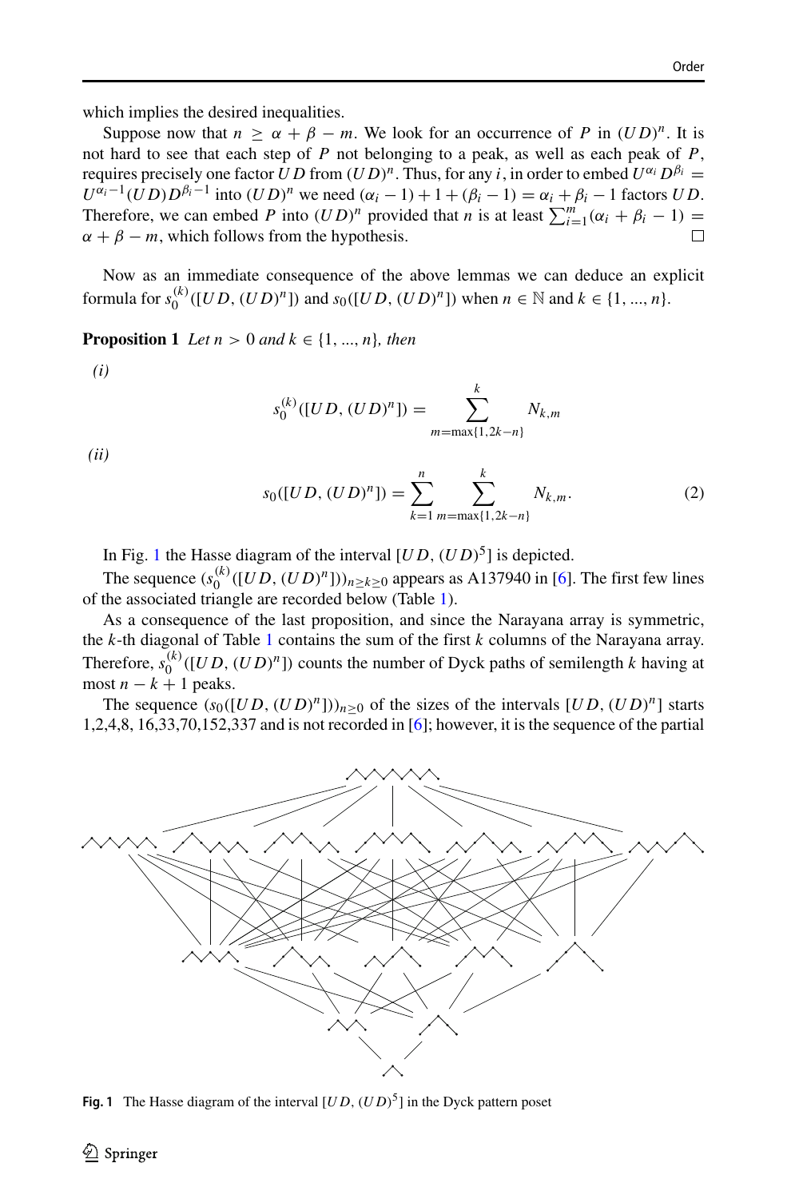which implies the desired inequalities.

Suppose now that $n \geq \alpha + \beta - m$. We look for an occurrence of $P$ in $(UD)^n$. It is not hard to see that each step of $P$ not belonging to a peak, as well as each peak of $P$, requires precisely one factor $UD$ from $(UD)^n$. Thus, for any $i$, in order to embed $U^{\alpha_i} D^{\beta_i} = U^{\alpha_i - 1}(UD)D^{\beta_i - 1}$ into $(UD)^n$ we need $(\alpha_i - 1) + 1 + (\beta_i - 1) = \alpha_i + \beta_i - 1$ factors $UD$. Therefore, we can embed $P$ into $(UD)^n$ provided that $n$ is at least $\sum_{i=1}^{m}(\alpha_i + \beta_i - 1) = \alpha + \beta - m$, which follows from the hypothesis. □

Now as an immediate consequence of the above lemmas we can deduce an explicit formula for $s_0^{(k)}([UD, (UD)^n])$ and $s_0([UD, (UD)^n])$ when $n \in \mathbb{N}$ and $k \in \{1, ..., n\}$.

**Proposition 1** *Let $n > 0$ and $k \in \{1, ..., n\}$, then*

*(i)*

$$s_0^{(k)}([UD, (UD)^n]) = \sum_{m=\max\{1, 2k-n\}}^{k} N_{k,m}$$

*(ii)*

$$s_0([UD, (UD)^n]) = \sum_{k=1}^{n} \sum_{m=\max\{1, 2k-n\}}^{k} N_{k,m}. \tag{2}$$

In Fig. 1 the Hasse diagram of the interval $[UD, (UD)^5]$ is depicted.

The sequence $(s_0^{(k)}([UD, (UD)^n]))_{n \geq k \geq 0}$ appears as A137940 in [6]. The first few lines of the associated triangle are recorded below (Table 1).

As a consequence of the last proposition, and since the Narayana array is symmetric, the $k$-th diagonal of Table 1 contains the sum of the first $k$ columns of the Narayana array. Therefore, $s_0^{(k)}([UD, (UD)^n])$ counts the number of Dyck paths of semilength $k$ having at most $n - k + 1$ peaks.

The sequence $(s_0([UD, (UD)^n]))_{n \geq 0}$ of the sizes of the intervals $[UD, (UD)^n]$ starts 1,2,4,8, 16,33,70,152,337 and is not recorded in [6]; however, it is the sequence of the partial

**Fig. 1** The Hasse diagram of the interval $[UD, (UD)^5]$ in the Dyck pattern poset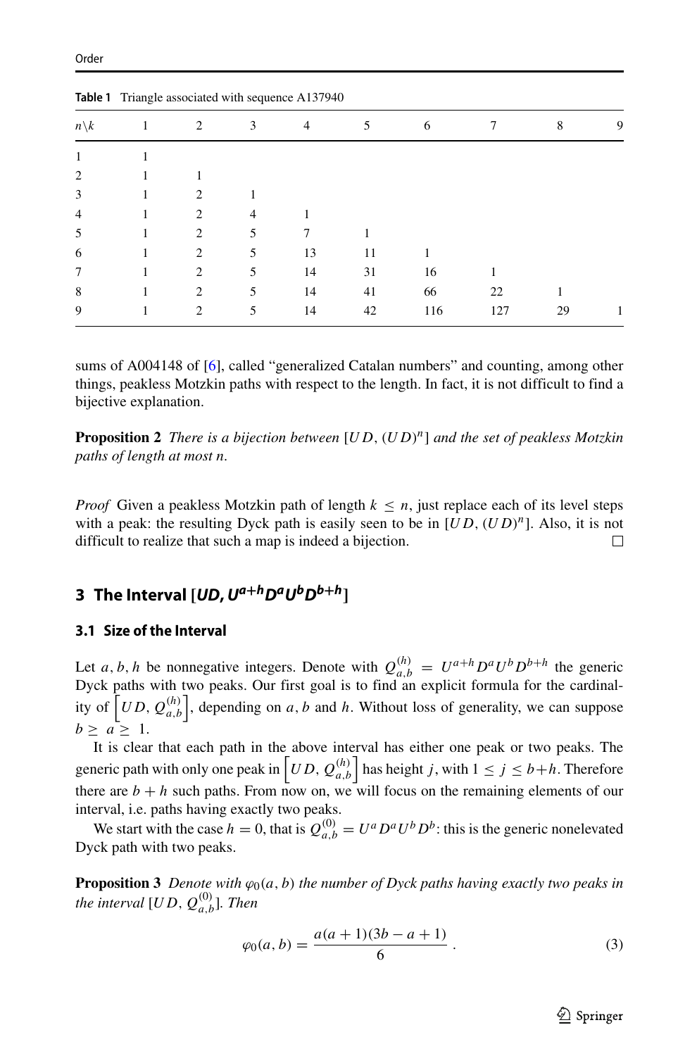**Table 1** Triangle associated with sequence A137940

| $n\backslash k$ | 1 | 2 | 3 | 4 | 5 | 6 | 7 | 8 | 9 |
|---|---|---|---|---|---|---|---|---|---|
| 1 | 1 | | | | | | | | |
| 2 | 1 | 1 | | | | | | | |
| 3 | 1 | 2 | 1 | | | | | | |
| 4 | 1 | 2 | 4 | 1 | | | | | |
| 5 | 1 | 2 | 5 | 7 | 1 | | | | |
| 6 | 1 | 2 | 5 | 13 | 11 | 1 | | | |
| 7 | 1 | 2 | 5 | 14 | 31 | 16 | 1 | | |
| 8 | 1 | 2 | 5 | 14 | 41 | 66 | 22 | 1 | |
| 9 | 1 | 2 | 5 | 14 | 42 | 116 | 127 | 29 | 1 |

sums of A004148 of [6], called "generalized Catalan numbers" and counting, among other things, peakless Motzkin paths with respect to the length. In fact, it is not difficult to find a bijective explanation.

**Proposition 2** *There is a bijection between* $[UD, (UD)^n]$ *and the set of peakless Motzkin paths of length at most* $n$.

*Proof* Given a peakless Motzkin path of length $k \leq n$, just replace each of its level steps with a peak: the resulting Dyck path is easily seen to be in $[UD, (UD)^n]$. Also, it is not difficult to realize that such a map is indeed a bijection. □

## 3 The Interval $[UD, U^{a+h}D^aU^bD^{b+h}]$

### 3.1 Size of the Interval

Let $a, b, h$ be nonnegative integers. Denote with $Q_{a,b}^{(h)} = U^{a+h}D^aU^bD^{b+h}$ the generic Dyck paths with two peaks. Our first goal is to find an explicit formula for the cardinality of $\left[UD, Q_{a,b}^{(h)}\right]$, depending on $a, b$ and $h$. Without loss of generality, we can suppose $b \geq a \geq 1$.

It is clear that each path in the above interval has either one peak or two peaks. The generic path with only one peak in $\left[UD, Q_{a,b}^{(h)}\right]$ has height $j$, with $1 \leq j \leq b+h$. Therefore there are $b+h$ such paths. From now on, we will focus on the remaining elements of our interval, i.e. paths having exactly two peaks.

We start with the case $h = 0$, that is $Q_{a,b}^{(0)} = U^aD^aU^bD^b$: this is the generic nonelevated Dyck path with two peaks.

**Proposition 3** *Denote with* $\varphi_0(a, b)$ *the number of Dyck paths having exactly two peaks in the interval* $[UD, Q_{a,b}^{(0)}]$. *Then*

$$\varphi_0(a, b) = \frac{a(a+1)(3b-a+1)}{6}\,. \tag{3}$$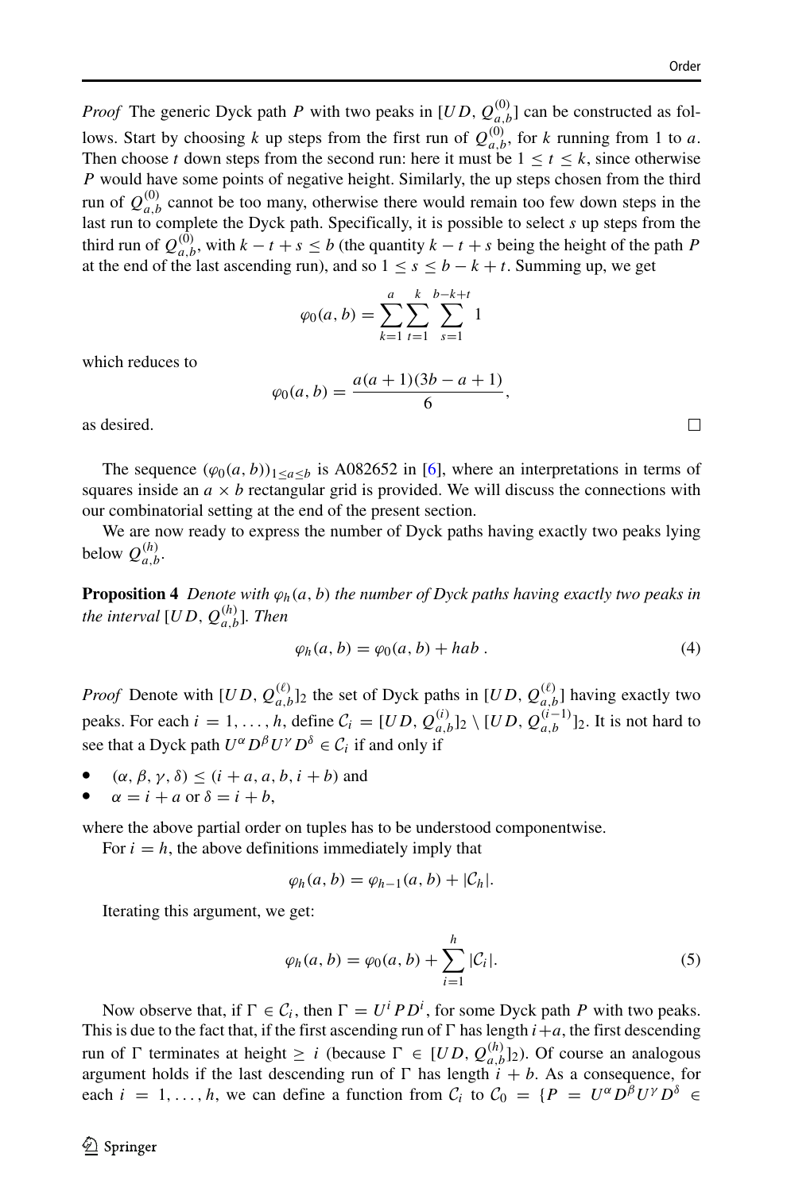*Proof* The generic Dyck path $P$ with two peaks in $[UD, Q_{a,b}^{(0)}]$ can be constructed as follows. Start by choosing $k$ up steps from the first run of $Q_{a,b}^{(0)}$, for $k$ running from 1 to $a$. Then choose $t$ down steps from the second run: here it must be $1 \leq t \leq k$, since otherwise $P$ would have some points of negative height. Similarly, the up steps chosen from the third run of $Q_{a,b}^{(0)}$ cannot be too many, otherwise there would remain too few down steps in the last run to complete the Dyck path. Specifically, it is possible to select $s$ up steps from the third run of $Q_{a,b}^{(0)}$, with $k - t + s \leq b$ (the quantity $k - t + s$ being the height of the path $P$ at the end of the last ascending run), and so $1 \leq s \leq b - k + t$. Summing up, we get

$$\varphi_0(a, b) = \sum_{k=1}^{a} \sum_{t=1}^{k} \sum_{s=1}^{b-k+t} 1$$

which reduces to

$$\varphi_0(a, b) = \frac{a(a+1)(3b - a + 1)}{6},$$

as desired. □

The sequence $(\varphi_0(a, b))_{1 \leq a \leq b}$ is A082652 in [6], where an interpretations in terms of squares inside an $a \times b$ rectangular grid is provided. We will discuss the connections with our combinatorial setting at the end of the present section.

We are now ready to express the number of Dyck paths having exactly two peaks lying below $Q_{a,b}^{(h)}$.

**Proposition 4** *Denote with $\varphi_h(a, b)$ the number of Dyck paths having exactly two peaks in the interval $[UD, Q_{a,b}^{(h)}]$. Then*

$$\varphi_h(a, b) = \varphi_0(a, b) + hab\,. \tag{4}$$

*Proof* Denote with $[UD, Q_{a,b}^{(\ell)}]_2$ the set of Dyck paths in $[UD, Q_{a,b}^{(\ell)}]$ having exactly two peaks. For each $i = 1, \ldots, h$, define $\mathcal{C}_i = [UD, Q_{a,b}^{(i)}]_2 \setminus [UD, Q_{a,b}^{(i-1)}]_2$. It is not hard to see that a Dyck path $U^\alpha D^\beta U^\gamma D^\delta \in \mathcal{C}_i$ if and only if

- $(\alpha, \beta, \gamma, \delta) \leq (i + a, a, b, i + b)$ and
- $\alpha = i + a$ or $\delta = i + b$,

where the above partial order on tuples has to be understood componentwise.

For $i = h$, the above definitions immediately imply that

$$\varphi_h(a, b) = \varphi_{h-1}(a, b) + |\mathcal{C}_h|.$$

Iterating this argument, we get:

$$\varphi_h(a, b) = \varphi_0(a, b) + \sum_{i=1}^{h} |\mathcal{C}_i|. \tag{5}$$

Now observe that, if $\Gamma \in \mathcal{C}_i$, then $\Gamma = U^i P D^i$, for some Dyck path $P$ with two peaks. This is due to the fact that, if the first ascending run of $\Gamma$ has length $i + a$, the first descending run of $\Gamma$ terminates at height $\geq i$ (because $\Gamma \in [UD, Q_{a,b}^{(h)}]_2$). Of course an analogous argument holds if the last descending run of $\Gamma$ has length $i + b$. As a consequence, for each $i = 1, \ldots, h$, we can define a function from $\mathcal{C}_i$ to $\mathcal{C}_0 = \{P = U^\alpha D^\beta U^\gamma D^\delta \in$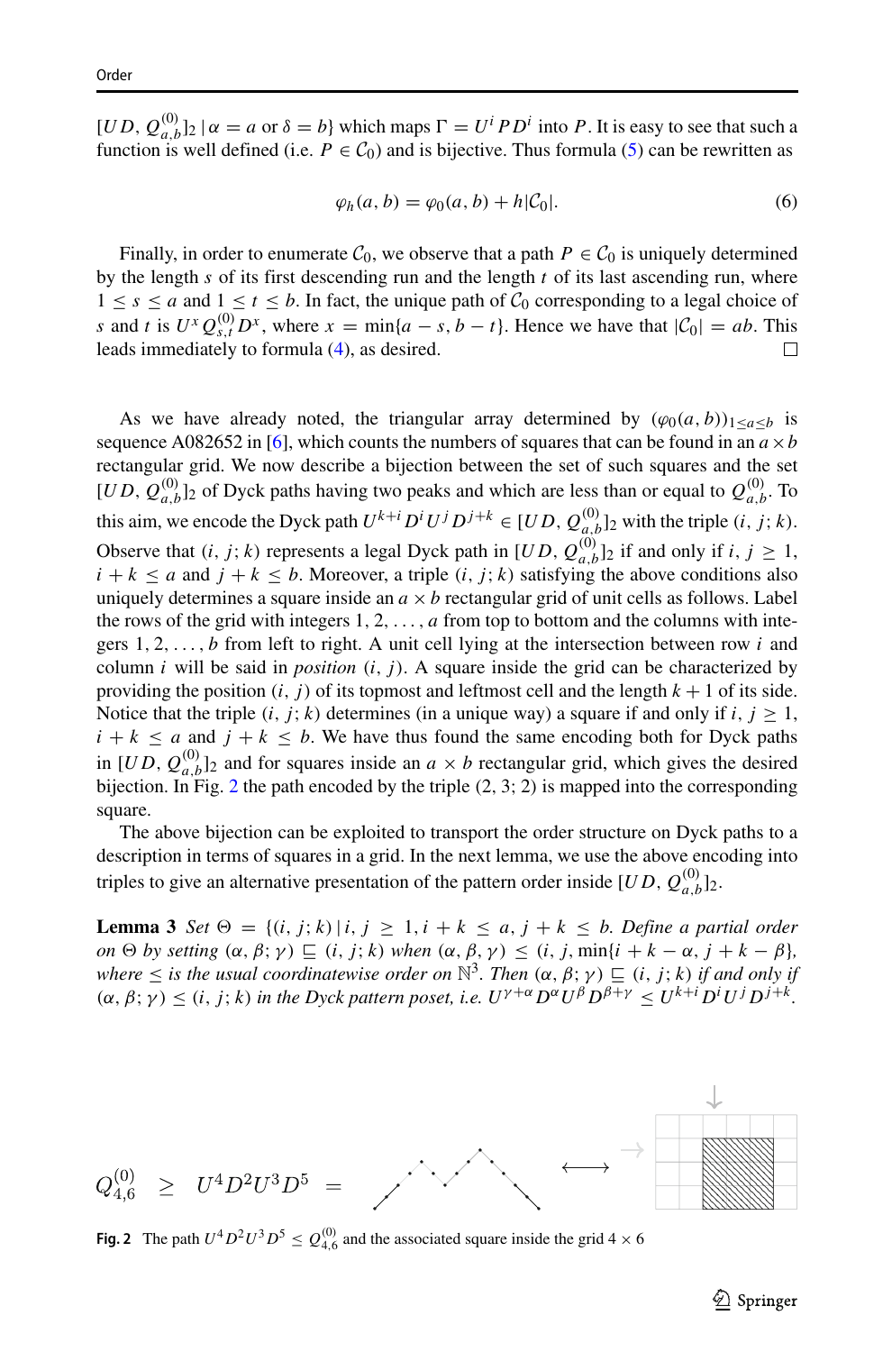$[UD, Q^{(0)}_{a,b}]_2 \,|\, \alpha = a$ or $\delta = b\}$ which maps $\Gamma = U^i P D^i$ into $P$. It is easy to see that such a function is well defined (i.e. $P \in \mathcal{C}_0$) and is bijective. Thus formula (5) can be rewritten as

$$\varphi_h(a, b) = \varphi_0(a, b) + h|\mathcal{C}_0|. \tag{6}$$

Finally, in order to enumerate $\mathcal{C}_0$, we observe that a path $P \in \mathcal{C}_0$ is uniquely determined by the length $s$ of its first descending run and the length $t$ of its last ascending run, where $1 \le s \le a$ and $1 \le t \le b$. In fact, the unique path of $\mathcal{C}_0$ corresponding to a legal choice of $s$ and $t$ is $U^x Q^{(0)}_{s,t} D^x$, where $x = \min\{a - s, b - t\}$. Hence we have that $|\mathcal{C}_0| = ab$. This leads immediately to formula (4), as desired. □

As we have already noted, the triangular array determined by $(\varphi_0(a, b))_{1 \le a \le b}$ is sequence A082652 in [6], which counts the numbers of squares that can be found in an $a \times b$ rectangular grid. We now describe a bijection between the set of such squares and the set $[UD, Q^{(0)}_{a,b}]_2$ of Dyck paths having two peaks and which are less than or equal to $Q^{(0)}_{a,b}$. To this aim, we encode the Dyck path $U^{k+i} D^i U^j D^{j+k} \in [UD, Q^{(0)}_{a,b}]_2$ with the triple $(i, j; k)$. Observe that $(i, j; k)$ represents a legal Dyck path in $[UD, Q^{(0)}_{a,b}]_2$ if and only if $i, j \ge 1$, $i + k \le a$ and $j + k \le b$. Moreover, a triple $(i, j; k)$ satisfying the above conditions also uniquely determines a square inside an $a \times b$ rectangular grid of unit cells as follows. Label the rows of the grid with integers $1, 2, \ldots, a$ from top to bottom and the columns with integers $1, 2, \ldots, b$ from left to right. A unit cell lying at the intersection between row $i$ and column $i$ will be said in *position* $(i, j)$. A square inside the grid can be characterized by providing the position $(i, j)$ of its topmost and leftmost cell and the length $k + 1$ of its side. Notice that the triple $(i, j; k)$ determines (in a unique way) a square if and only if $i, j \ge 1$, $i + k \le a$ and $j + k \le b$. We have thus found the same encoding both for Dyck paths in $[UD, Q^{(0)}_{a,b}]_2$ and for squares inside an $a \times b$ rectangular grid, which gives the desired bijection. In Fig. 2 the path encoded by the triple $(2, 3; 2)$ is mapped into the corresponding square.

The above bijection can be exploited to transport the order structure on Dyck paths to a description in terms of squares in a grid. In the next lemma, we use the above encoding into triples to give an alternative presentation of the pattern order inside $[UD, Q^{(0)}_{a,b}]_2$.

**Lemma 3** *Set* $\Theta = \{(i, j; k) \,|\, i, j \ge 1, i + k \le a, j + k \le b$. *Define a partial order on* $\Theta$ *by setting* $(\alpha, \beta; \gamma) \sqsubseteq (i, j; k)$ *when* $(\alpha, \beta, \gamma) \le (i, j, \min\{i + k - \alpha, j + k - \beta\}$, *where* $\le$ *is the usual coordinatewise order on* $\mathbb{N}^3$. *Then* $(\alpha, \beta; \gamma) \sqsubseteq (i, j; k)$ *if and only if* $(\alpha, \beta; \gamma) \le (i, j; k)$ *in the Dyck pattern poset, i.e.* $U^{\gamma+\alpha} D^\alpha U^\beta D^{\beta+\gamma} \le U^{k+i} D^i U^j D^{j+k}$.

$$Q^{(0)}_{4,6} \;\ge\; U^4 D^2 U^3 D^5 \;=$$

**Fig. 2** The path $U^4 D^2 U^3 D^5 \le Q^{(0)}_{4,6}$ and the associated square inside the grid $4 \times 6$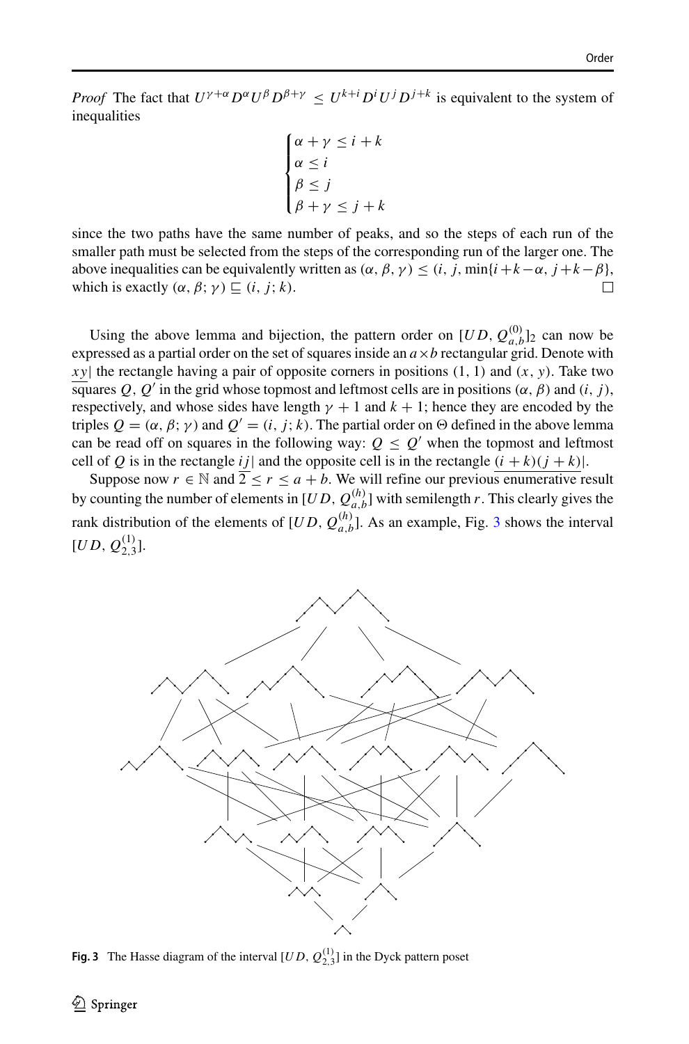*Proof* The fact that $U^{\gamma+\alpha} D^{\alpha} U^{\beta} D^{\beta+\gamma} \leq U^{k+i} D^{i} U^{j} D^{j+k}$ is equivalent to the system of inequalities

$$
\begin{cases}
\alpha + \gamma \leq i + k \\
\alpha \leq i \\
\beta \leq j \\
\beta + \gamma \leq j + k
\end{cases}
$$

since the two paths have the same number of peaks, and so the steps of each run of the smaller path must be selected from the steps of the corresponding run of the larger one. The above inequalities can be equivalently written as $(\alpha, \beta, \gamma) \leq (i, j, \min\{i+k-\alpha, j+k-\beta\}$, which is exactly $(\alpha, \beta; \gamma) \sqsubseteq (i, j; k)$. □

Using the above lemma and bijection, the pattern order on $[UD, Q_{a,b}^{(0)}]_2$ can now be expressed as a partial order on the set of squares inside an $a \times b$ rectangular grid. Denote with $\underline{xy|}$ the rectangle having a pair of opposite corners in positions $(1, 1)$ and $(x, y)$. Take two squares $Q$, $Q'$ in the grid whose topmost and leftmost cells are in positions $(\alpha, \beta)$ and $(i, j)$, respectively, and whose sides have length $\gamma + 1$ and $k + 1$; hence they are encoded by the triples $Q = (\alpha, \beta; \gamma)$ and $Q' = (i, j; k)$. The partial order on $\Theta$ defined in the above lemma can be read off on squares in the following way: $Q \leq Q'$ when the topmost and leftmost cell of $Q$ is in the rectangle $\underline{ij|}$ and the opposite cell is in the rectangle $\underline{(i+k)(j+k)|}$.

Suppose now $r \in \mathbb{N}$ and $2 \leq r \leq a + b$. We will refine our previous enumerative result by counting the number of elements in $[UD, Q_{a,b}^{(h)}]$ with semilength $r$. This clearly gives the rank distribution of the elements of $[UD, Q_{a,b}^{(h)}]$. As an example, Fig. 3 shows the interval $[UD, Q_{2,3}^{(1)}]$.

**Fig. 3** The Hasse diagram of the interval $[UD, Q_{2,3}^{(1)}]$ in the Dyck pattern poset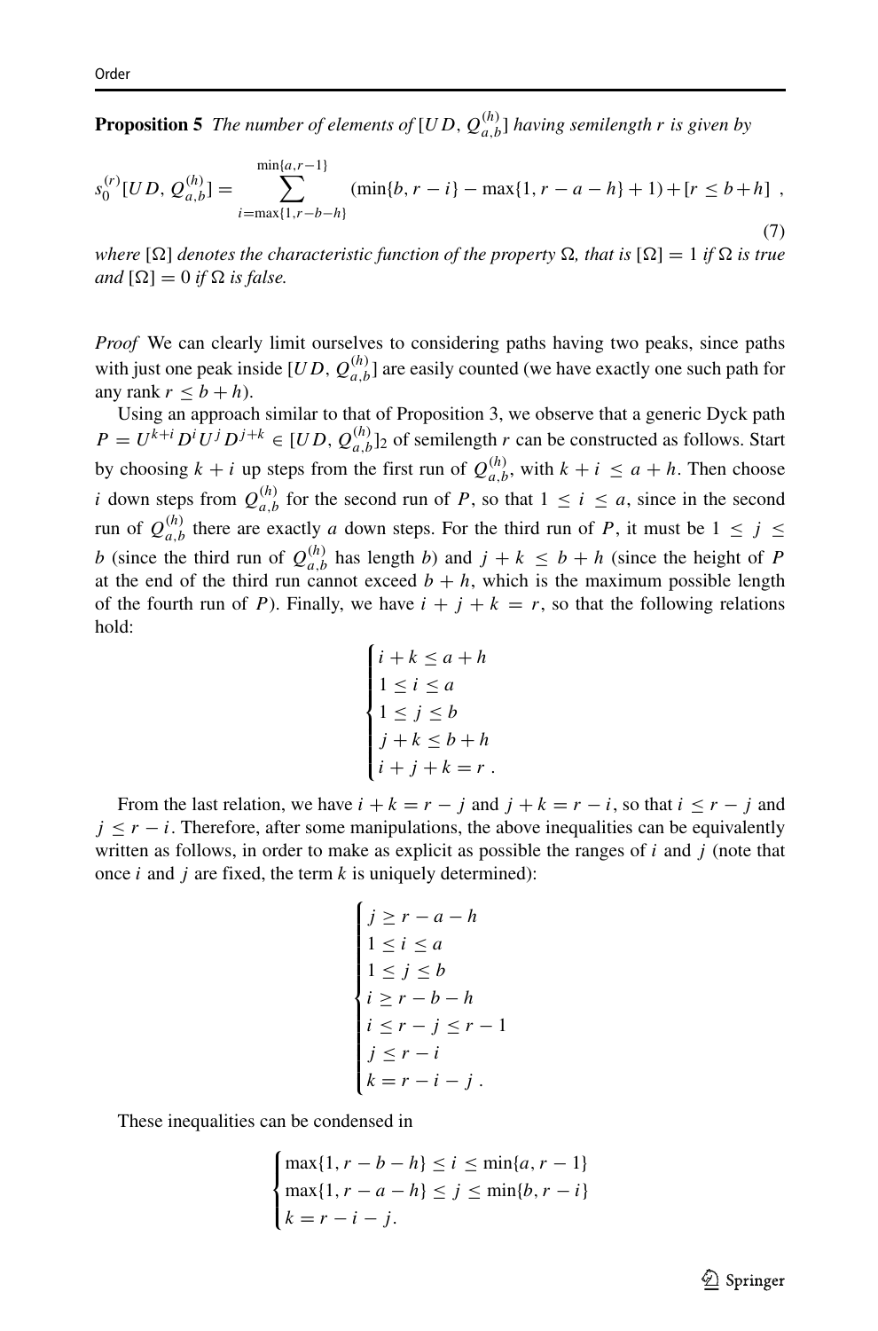**Proposition 5** *The number of elements of* $[UD, Q_{a,b}^{(h)}]$ *having semilength* $r$ *is given by*

$$s_0^{(r)}[UD, Q_{a,b}^{(h)}] = \sum_{i=\max\{1,r-b-h\}}^{\min\{a,r-1\}} (\min\{b, r-i\} - \max\{1, r-a-h\} + 1) + [r \leq b+h] \ , \tag{7}$$

*where* $[\Omega]$ *denotes the characteristic function of the property* $\Omega$*, that is* $[\Omega] = 1$ *if* $\Omega$ *is true and* $[\Omega] = 0$ *if* $\Omega$ *is false.*

*Proof* We can clearly limit ourselves to considering paths having two peaks, since paths with just one peak inside $[UD, Q_{a,b}^{(h)}]$ are easily counted (we have exactly one such path for any rank $r \leq b+h$).

Using an approach similar to that of Proposition 3, we observe that a generic Dyck path $P = U^{k+i}D^iU^jD^{j+k} \in [UD, Q_{a,b}^{(h)}]_2$ of semilength $r$ can be constructed as follows. Start by choosing $k+i$ up steps from the first run of $Q_{a,b}^{(h)}$, with $k+i \leq a+h$. Then choose $i$ down steps from $Q_{a,b}^{(h)}$ for the second run of $P$, so that $1 \leq i \leq a$, since in the second run of $Q_{a,b}^{(h)}$ there are exactly $a$ down steps. For the third run of $P$, it must be $1 \leq j \leq b$ (since the third run of $Q_{a,b}^{(h)}$ has length $b$) and $j+k \leq b+h$ (since the height of $P$ at the end of the third run cannot exceed $b+h$, which is the maximum possible length of the fourth run of $P$). Finally, we have $i+j+k = r$, so that the following relations hold:

$$\begin{cases} i+k \leq a+h \\ 1 \leq i \leq a \\ 1 \leq j \leq b \\ j+k \leq b+h \\ i+j+k = r \ . \end{cases}$$

From the last relation, we have $i+k = r-j$ and $j+k = r-i$, so that $i \leq r-j$ and $j \leq r-i$. Therefore, after some manipulations, the above inequalities can be equivalently written as follows, in order to make as explicit as possible the ranges of $i$ and $j$ (note that once $i$ and $j$ are fixed, the term $k$ is uniquely determined):

$$\begin{cases} j \geq r-a-h \\ 1 \leq i \leq a \\ 1 \leq j \leq b \\ i \geq r-b-h \\ i \leq r-j \leq r-1 \\ j \leq r-i \\ k = r-i-j \ . \end{cases}$$

These inequalities can be condensed in

$$\begin{cases} \max\{1, r-b-h\} \leq i \leq \min\{a, r-1\} \\ \max\{1, r-a-h\} \leq j \leq \min\{b, r-i\} \\ k = r-i-j. \end{cases}$$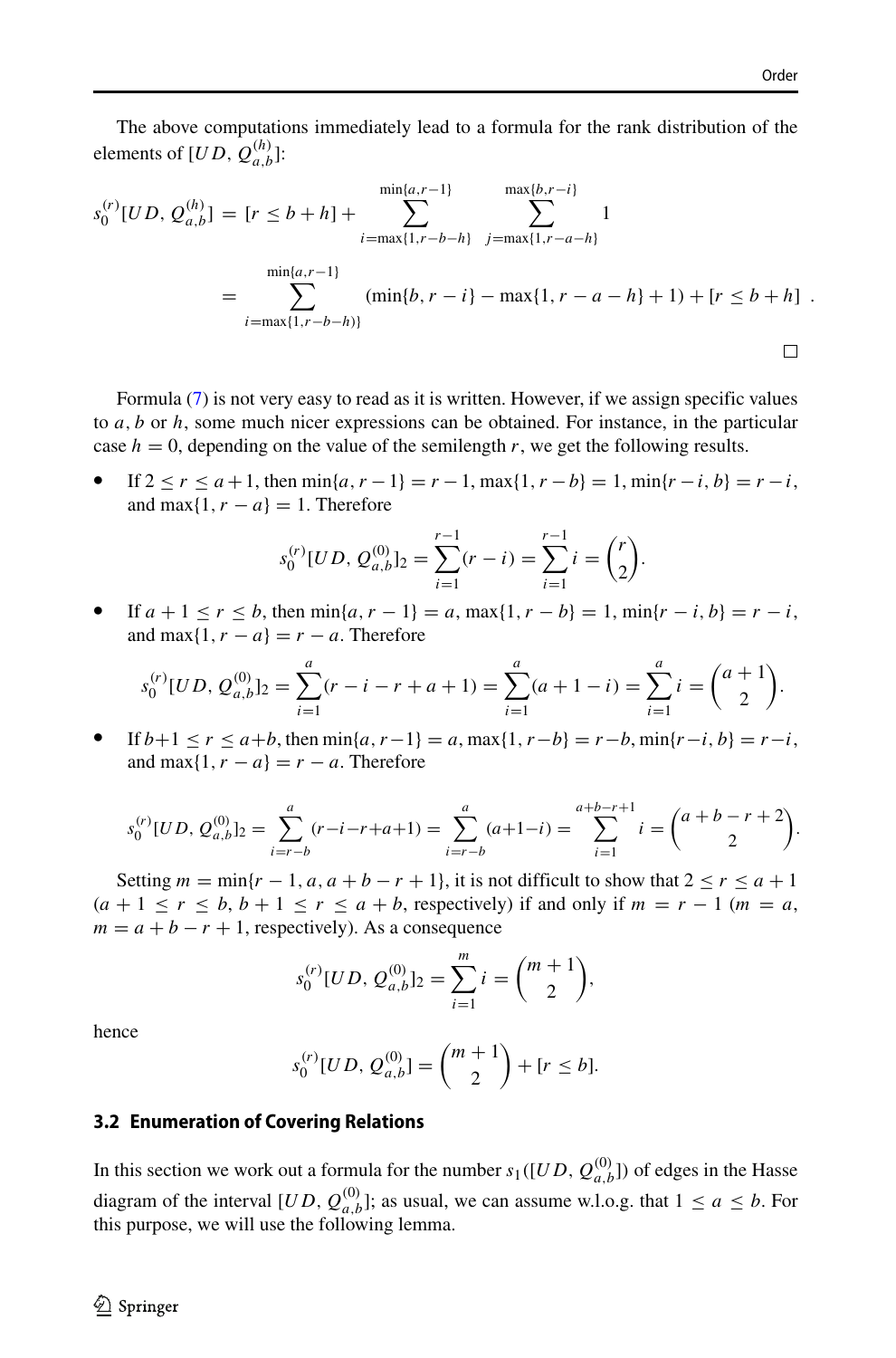The above computations immediately lead to a formula for the rank distribution of the elements of $[UD, Q_{a,b}^{(h)}]$:

$$s_0^{(r)}[UD, Q_{a,b}^{(h)}] = [r \le b+h] + \sum_{i=\max\{1,r-b-h\}}^{\min\{a,r-1\}} \sum_{j=\max\{1,r-a-h\}}^{\max\{b,r-i\}} 1$$

$$= \sum_{i=\max\{1,r-b-h)\}}^{\min\{a,r-1\}} (\min\{b, r-i\} - \max\{1, r-a-h\} + 1) + [r \le b+h] \ .$$

□

Formula (7) is not very easy to read as it is written. However, if we assign specific values to $a$, $b$ or $h$, some much nicer expressions can be obtained. For instance, in the particular case $h = 0$, depending on the value of the semilength $r$, we get the following results.

- If $2 \le r \le a+1$, then $\min\{a, r-1\} = r-1$, $\max\{1, r-b\} = 1$, $\min\{r-i, b\} = r-i$, and $\max\{1, r-a\} = 1$. Therefore
$$s_0^{(r)}[UD, Q_{a,b}^{(0)}]_2 = \sum_{i=1}^{r-1}(r-i) = \sum_{i=1}^{r-1} i = \binom{r}{2}.$$
- If $a+1 \le r \le b$, then $\min\{a, r-1\} = a$, $\max\{1, r-b\} = 1$, $\min\{r-i, b\} = r-i$, and $\max\{1, r-a\} = r-a$. Therefore
$$s_0^{(r)}[UD, Q_{a,b}^{(0)}]_2 = \sum_{i=1}^{a}(r-i-r+a+1) = \sum_{i=1}^{a}(a+1-i) = \sum_{i=1}^{a} i = \binom{a+1}{2}.$$
- If $b+1 \le r \le a+b$, then $\min\{a, r-1\} = a$, $\max\{1, r-b\} = r-b$, $\min\{r-i, b\} = r-i$, and $\max\{1, r-a\} = r-a$. Therefore
$$s_0^{(r)}[UD, Q_{a,b}^{(0)}]_2 = \sum_{i=r-b}^{a}(r-i-r+a+1) = \sum_{i=r-b}^{a}(a+1-i) = \sum_{i=1}^{a+b-r+1} i = \binom{a+b-r+2}{2}.$$

Setting $m = \min\{r-1, a, a+b-r+1\}$, it is not difficult to show that $2 \le r \le a+1$ ($a+1 \le r \le b$, $b+1 \le r \le a+b$, respectively) if and only if $m = r-1$ ($m = a$, $m = a+b-r+1$, respectively). As a consequence

$$s_0^{(r)}[UD, Q_{a,b}^{(0)}]_2 = \sum_{i=1}^{m} i = \binom{m+1}{2},$$

hence

$$s_0^{(r)}[UD, Q_{a,b}^{(0)}] = \binom{m+1}{2} + [r \le b].$$

### 3.2 Enumeration of Covering Relations

In this section we work out a formula for the number $s_1([UD, Q_{a,b}^{(0)}])$ of edges in the Hasse diagram of the interval $[UD, Q_{a,b}^{(0)}]$; as usual, we can assume w.l.o.g. that $1 \le a \le b$. For this purpose, we will use the following lemma.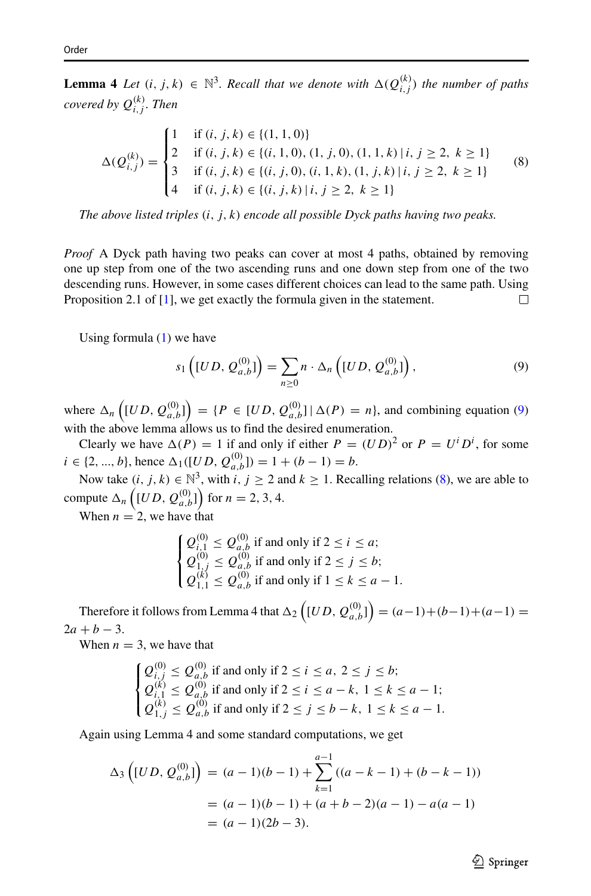**Lemma 4** *Let $(i, j, k) \in \mathbb{N}^3$. Recall that we denote with $\Delta(Q^{(k)}_{i,j})$ the number of paths covered by $Q^{(k)}_{i,j}$. Then*

$$
\Delta(Q^{(k)}_{i,j}) = \begin{cases} 1 & \text{if } (i, j, k) \in \{(1, 1, 0)\} \\ 2 & \text{if } (i, j, k) \in \{(i, 1, 0), (1, j, 0), (1, 1, k) \mid i, j \geq 2,\ k \geq 1\} \\ 3 & \text{if } (i, j, k) \in \{(i, j, 0), (i, 1, k), (1, j, k) \mid i, j \geq 2,\ k \geq 1\} \\ 4 & \text{if } (i, j, k) \in \{(i, j, k) \mid i, j \geq 2,\ k \geq 1\} \end{cases} \tag{8}
$$

*The above listed triples $(i, j, k)$ encode all possible Dyck paths having two peaks.*

*Proof* A Dyck path having two peaks can cover at most 4 paths, obtained by removing one up step from one of the two ascending runs and one down step from one of the two descending runs. However, in some cases different choices can lead to the same path. Using Proposition 2.1 of [1], we get exactly the formula given in the statement. □

Using formula (1) we have

$$
s_1\left([UD, Q^{(0)}_{a,b}]\right) = \sum_{n \geq 0} n \cdot \Delta_n\left([UD, Q^{(0)}_{a,b}]\right), \tag{9}
$$

where $\Delta_n\left([UD, Q^{(0)}_{a,b}]\right) = \{P \in [UD, Q^{(0)}_{a,b}] \mid \Delta(P) = n\}$, and combining equation (9) with the above lemma allows us to find the desired enumeration.

Clearly we have $\Delta(P) = 1$ if and only if either $P = (UD)^2$ or $P = U^i D^i$, for some $i \in \{2, ..., b\}$, hence $\Delta_1([UD, Q^{(0)}_{a,b}]) = 1 + (b-1) = b$.

Now take $(i, j, k) \in \mathbb{N}^3$, with $i, j \geq 2$ and $k \geq 1$. Recalling relations (8), we are able to compute $\Delta_n\left([UD, Q^{(0)}_{a,b}]\right)$ for $n = 2, 3, 4$.

When $n = 2$, we have that

$$
\begin{cases} Q^{(0)}_{i,1} \leq Q^{(0)}_{a,b} \text{ if and only if } 2 \leq i \leq a; \\ Q^{(0)}_{1,j} \leq Q^{(0)}_{a,b} \text{ if and only if } 2 \leq j \leq b; \\ Q^{(k)}_{1,1} \leq Q^{(0)}_{a,b} \text{ if and only if } 1 \leq k \leq a-1. \end{cases}
$$

Therefore it follows from Lemma 4 that $\Delta_2\left([UD, Q^{(0)}_{a,b}]\right) = (a-1)+(b-1)+(a-1) = 2a + b - 3$.

When $n = 3$, we have that

$$
\begin{cases} Q^{(0)}_{i,j} \leq Q^{(0)}_{a,b} \text{ if and only if } 2 \leq i \leq a,\ 2 \leq j \leq b; \\ Q^{(k)}_{i,1} \leq Q^{(0)}_{a,b} \text{ if and only if } 2 \leq i \leq a-k,\ 1 \leq k \leq a-1; \\ Q^{(k)}_{1,j} \leq Q^{(0)}_{a,b} \text{ if and only if } 2 \leq j \leq b-k,\ 1 \leq k \leq a-1. \end{cases}
$$

Again using Lemma 4 and some standard computations, we get

$$
\begin{aligned}
\Delta_3\left([UD, Q^{(0)}_{a,b}]\right) &= (a-1)(b-1) + \sum_{k=1}^{a-1} ((a-k-1) + (b-k-1)) \\
&= (a-1)(b-1) + (a+b-2)(a-1) - a(a-1) \\
&= (a-1)(2b-3).
\end{aligned}
$$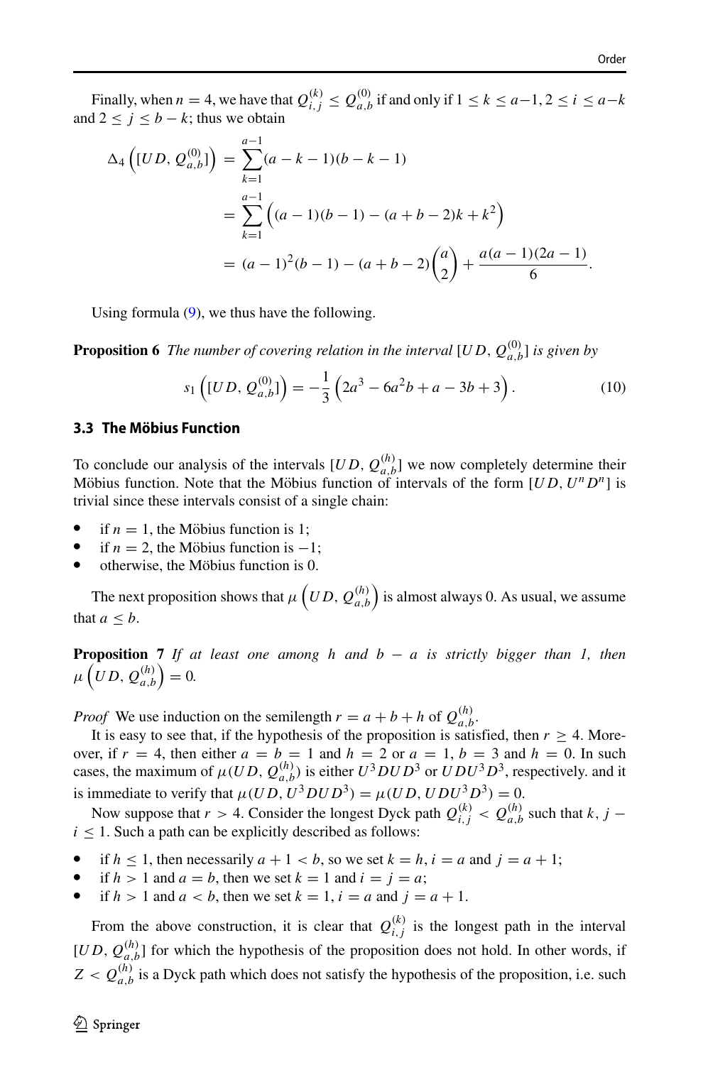Finally, when $n = 4$, we have that $Q_{i,j}^{(k)} \leq Q_{a,b}^{(0)}$ if and only if $1 \leq k \leq a-1$, $2 \leq i \leq a-k$ and $2 \leq j \leq b-k$; thus we obtain

$$
\begin{aligned}
\Delta_4\left([UD, Q_{a,b}^{(0)}]\right) &= \sum_{k=1}^{a-1}(a-k-1)(b-k-1) \\
&= \sum_{k=1}^{a-1}\left((a-1)(b-1)-(a+b-2)k+k^2\right) \\
&= (a-1)^2(b-1)-(a+b-2)\binom{a}{2}+\frac{a(a-1)(2a-1)}{6}.
\end{aligned}
$$

Using formula (9), we thus have the following.

**Proposition 6** *The number of covering relation in the interval $[UD, Q_{a,b}^{(0)}]$ is given by*

$$
s_1\left([UD, Q_{a,b}^{(0)}]\right) = -\frac{1}{3}\left(2a^3-6a^2b+a-3b+3\right). \tag{10}
$$

### 3.3 The Möbius Function

To conclude our analysis of the intervals $[UD, Q_{a,b}^{(h)}]$ we now completely determine their Möbius function. Note that the Möbius function of intervals of the form $[UD, U^nD^n]$ is trivial since these intervals consist of a single chain:

- if $n = 1$, the Möbius function is 1;
- if $n = 2$, the Möbius function is $-1$;
- otherwise, the Möbius function is 0.

The next proposition shows that $\mu\left(UD, Q_{a,b}^{(h)}\right)$ is almost always 0. As usual, we assume that $a \leq b$.

**Proposition 7** *If at least one among $h$ and $b-a$ is strictly bigger than 1, then $\mu\left(UD, Q_{a,b}^{(h)}\right) = 0$.*

*Proof* We use induction on the semilength $r = a+b+h$ of $Q_{a,b}^{(h)}$.

It is easy to see that, if the hypothesis of the proposition is satisfied, then $r \geq 4$. Moreover, if $r = 4$, then either $a = b = 1$ and $h = 2$ or $a = 1$, $b = 3$ and $h = 0$. In such cases, the maximum of $\mu(UD, Q_{a,b}^{(h)})$ is either $U^3DUD^3$ or $UDU^3D^3$, respectively. and it is immediate to verify that $\mu(UD, U^3DUD^3) = \mu(UD, UDU^3D^3) = 0$.

Now suppose that $r > 4$. Consider the longest Dyck path $Q_{i,j}^{(k)} < Q_{a,b}^{(h)}$ such that $k, j-i \leq 1$. Such a path can be explicitly described as follows:

- if $h \leq 1$, then necessarily $a+1 < b$, so we set $k = h$, $i = a$ and $j = a+1$;
- if $h > 1$ and $a = b$, then we set $k = 1$ and $i = j = a$;
- if $h > 1$ and $a < b$, then we set $k = 1$, $i = a$ and $j = a+1$.

From the above construction, it is clear that $Q_{i,j}^{(k)}$ is the longest path in the interval $[UD, Q_{a,b}^{(h)}]$ for which the hypothesis of the proposition does not hold. In other words, if $Z < Q_{a,b}^{(h)}$ is a Dyck path which does not satisfy the hypothesis of the proposition, i.e. such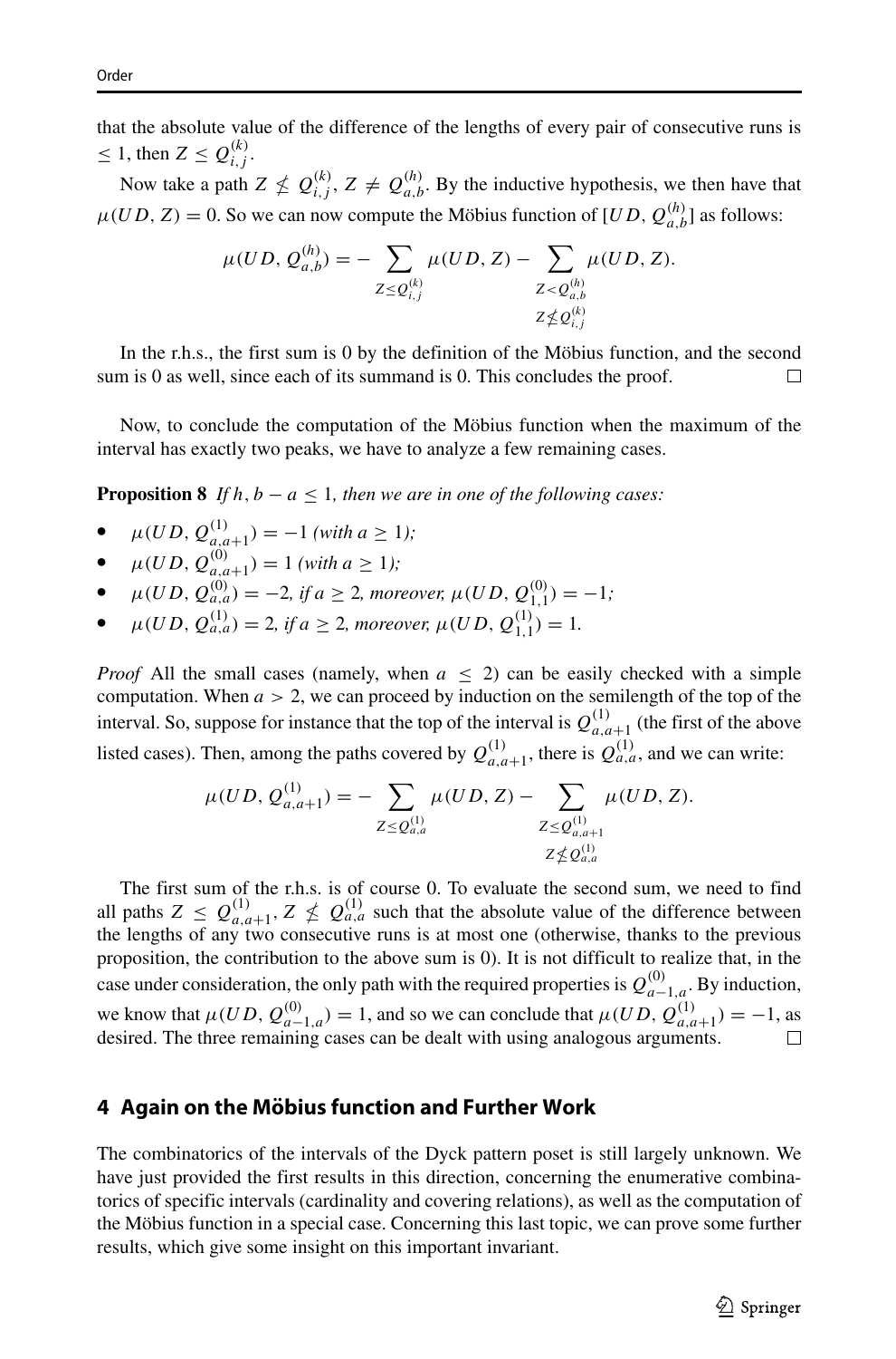that the absolute value of the difference of the lengths of every pair of consecutive runs is $\leq 1$, then $Z \leq Q_{i,j}^{(k)}$.

Now take a path $Z \nleq Q_{i,j}^{(k)}$, $Z \neq Q_{a,b}^{(h)}$. By the inductive hypothesis, we then have that $\mu(UD, Z) = 0$. So we can now compute the Möbius function of $[UD, Q_{a,b}^{(h)}]$ as follows:

$$\mu(UD, Q_{a,b}^{(h)}) = -\sum_{Z \leq Q_{i,j}^{(k)}} \mu(UD, Z) - \sum_{\substack{Z < Q_{a,b}^{(h)} \\ Z \nleq Q_{i,j}^{(k)}}} \mu(UD, Z).$$

In the r.h.s., the first sum is 0 by the definition of the Möbius function, and the second sum is 0 as well, since each of its summand is 0. This concludes the proof. □

Now, to conclude the computation of the Möbius function when the maximum of the interval has exactly two peaks, we have to analyze a few remaining cases.

**Proposition 8** *If $h, b - a \leq 1$, then we are in one of the following cases:*

- $\mu(UD, Q_{a,a+1}^{(1)}) = -1$ *(with $a \geq 1$);*
- $\mu(UD, Q_{a,a+1}^{(0)}) = 1$ *(with $a \geq 1$);*
- $\mu(UD, Q_{a,a}^{(0)}) = -2$, *if $a \geq 2$, moreover, $\mu(UD, Q_{1,1}^{(0)}) = -1$;*
- $\mu(UD, Q_{a,a}^{(1)}) = 2$, *if $a \geq 2$, moreover, $\mu(UD, Q_{1,1}^{(1)}) = 1$.*

*Proof* All the small cases (namely, when $a \leq 2$) can be easily checked with a simple computation. When $a > 2$, we can proceed by induction on the semilength of the top of the interval. So, suppose for instance that the top of the interval is $Q_{a,a+1}^{(1)}$ (the first of the above listed cases). Then, among the paths covered by $Q_{a,a+1}^{(1)}$, there is $Q_{a,a}^{(1)}$, and we can write:

$$\mu(UD, Q_{a,a+1}^{(1)}) = -\sum_{Z \leq Q_{a,a}^{(1)}} \mu(UD, Z) - \sum_{\substack{Z \leq Q_{a,a+1}^{(1)} \\ Z \nleq Q_{a,a}^{(1)}}} \mu(UD, Z).$$

The first sum of the r.h.s. is of course 0. To evaluate the second sum, we need to find all paths $Z \leq Q_{a,a+1}^{(1)}$, $Z \nleq Q_{a,a}^{(1)}$ such that the absolute value of the difference between the lengths of any two consecutive runs is at most one (otherwise, thanks to the previous proposition, the contribution to the above sum is 0). It is not difficult to realize that, in the case under consideration, the only path with the required properties is $Q_{a-1,a}^{(0)}$. By induction, we know that $\mu(UD, Q_{a-1,a}^{(0)}) = 1$, and so we can conclude that $\mu(UD, Q_{a,a+1}^{(1)}) = -1$, as desired. The three remaining cases can be dealt with using analogous arguments. □

## 4 Again on the Möbius function and Further Work

The combinatorics of the intervals of the Dyck pattern poset is still largely unknown. We have just provided the first results in this direction, concerning the enumerative combinatorics of specific intervals (cardinality and covering relations), as well as the computation of the Möbius function in a special case. Concerning this last topic, we can prove some further results, which give some insight on this important invariant.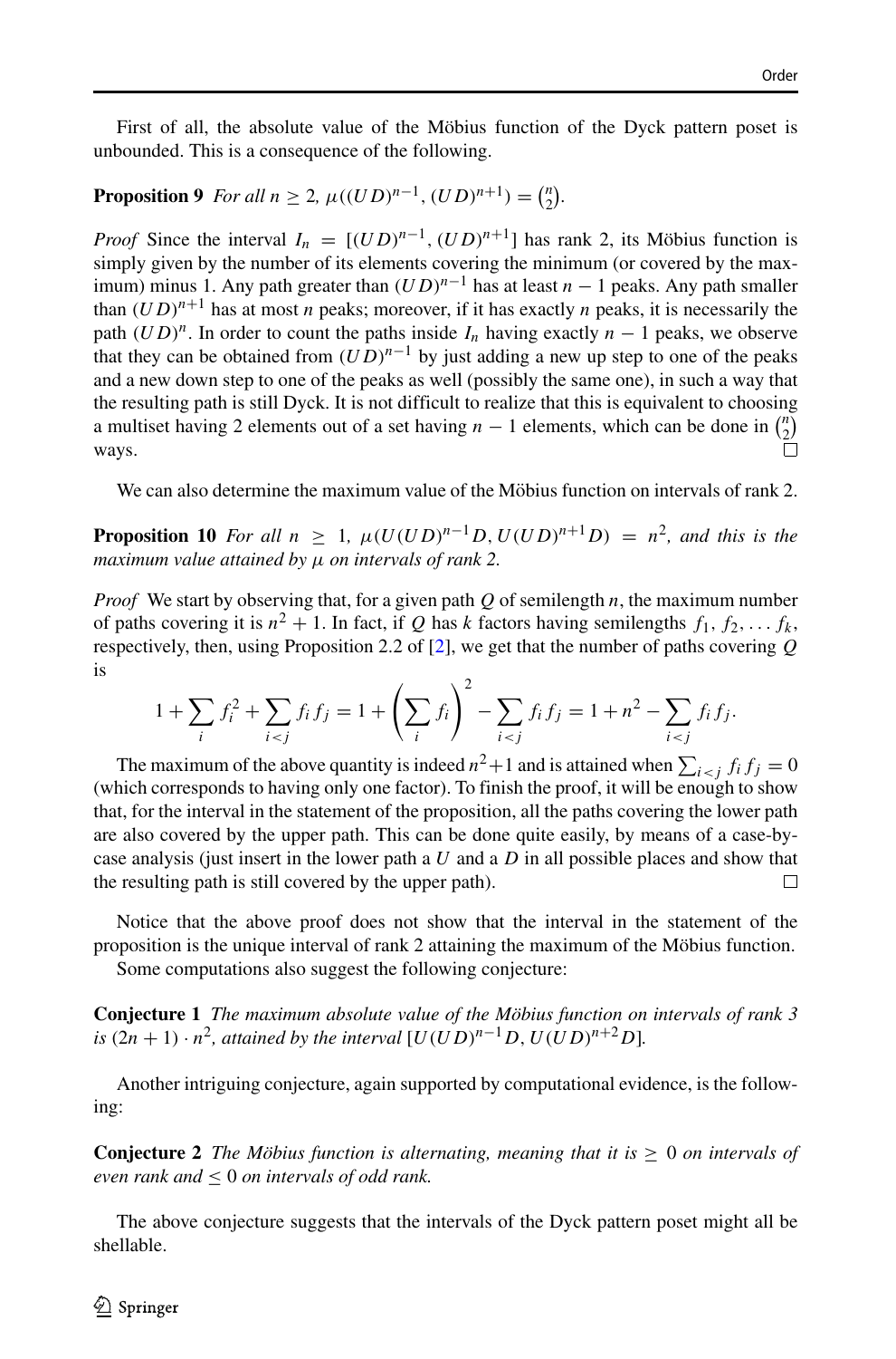First of all, the absolute value of the Möbius function of the Dyck pattern poset is unbounded. This is a consequence of the following.

**Proposition 9** *For all $n \geq 2$, $\mu((UD)^{n-1}, (UD)^{n+1}) = \binom{n}{2}$.*

*Proof* Since the interval $I_n = [(UD)^{n-1}, (UD)^{n+1}]$ has rank 2, its Möbius function is simply given by the number of its elements covering the minimum (or covered by the maximum) minus 1. Any path greater than $(UD)^{n-1}$ has at least $n-1$ peaks. Any path smaller than $(UD)^{n+1}$ has at most $n$ peaks; moreover, if it has exactly $n$ peaks, it is necessarily the path $(UD)^n$. In order to count the paths inside $I_n$ having exactly $n-1$ peaks, we observe that they can be obtained from $(UD)^{n-1}$ by just adding a new up step to one of the peaks and a new down step to one of the peaks as well (possibly the same one), in such a way that the resulting path is still Dyck. It is not difficult to realize that this is equivalent to choosing a multiset having 2 elements out of a set having $n-1$ elements, which can be done in $\binom{n}{2}$ ways. □

We can also determine the maximum value of the Möbius function on intervals of rank 2.

**Proposition 10** *For all $n \geq 1$, $\mu(U(UD)^{n-1}D, U(UD)^{n+1}D) = n^2$, and this is the maximum value attained by $\mu$ on intervals of rank 2.*

*Proof* We start by observing that, for a given path $Q$ of semilength $n$, the maximum number of paths covering it is $n^2 + 1$. In fact, if $Q$ has $k$ factors having semilengths $f_1, f_2, \ldots f_k$, respectively, then, using Proposition 2.2 of [2], we get that the number of paths covering $Q$ is

$$1 + \sum_i f_i^2 + \sum_{i<j} f_i f_j = 1 + \left(\sum_i f_i\right)^2 - \sum_{i<j} f_i f_j = 1 + n^2 - \sum_{i<j} f_i f_j.$$

The maximum of the above quantity is indeed $n^2+1$ and is attained when $\sum_{i<j} f_i f_j = 0$ (which corresponds to having only one factor). To finish the proof, it will be enough to show that, for the interval in the statement of the proposition, all the paths covering the lower path are also covered by the upper path. This can be done quite easily, by means of a case-by-case analysis (just insert in the lower path a $U$ and a $D$ in all possible places and show that the resulting path is still covered by the upper path). □

Notice that the above proof does not show that the interval in the statement of the proposition is the unique interval of rank 2 attaining the maximum of the Möbius function.

Some computations also suggest the following conjecture:

**Conjecture 1** *The maximum absolute value of the Möbius function on intervals of rank 3 is $(2n+1) \cdot n^2$, attained by the interval $[U(UD)^{n-1}D, U(UD)^{n+2}D]$.*

Another intriguing conjecture, again supported by computational evidence, is the following:

**Conjecture 2** *The Möbius function is alternating, meaning that it is $\geq 0$ on intervals of even rank and $\leq 0$ on intervals of odd rank.*

The above conjecture suggests that the intervals of the Dyck pattern poset might all be shellable.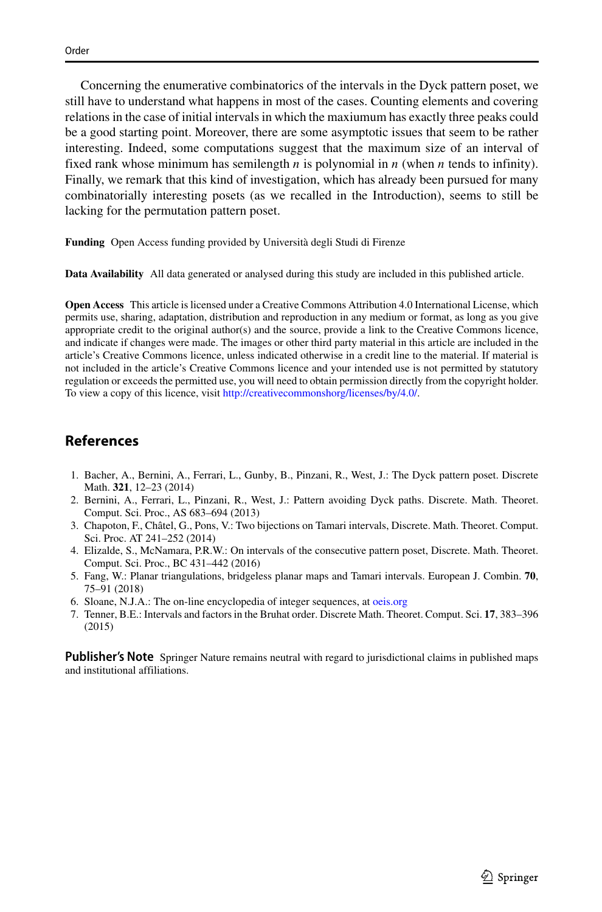Concerning the enumerative combinatorics of the intervals in the Dyck pattern poset, we still have to understand what happens in most of the cases. Counting elements and covering relations in the case of initial intervals in which the maxiumum has exactly three peaks could be a good starting point. Moreover, there are some asymptotic issues that seem to be rather interesting. Indeed, some computations suggest that the maximum size of an interval of fixed rank whose minimum has semilength $n$ is polynomial in $n$ (when $n$ tends to infinity). Finally, we remark that this kind of investigation, which has already been pursued for many combinatorially interesting posets (as we recalled in the Introduction), seems to still be lacking for the permutation pattern poset.

**Funding** Open Access funding provided by Università degli Studi di Firenze

**Data Availability** All data generated or analysed during this study are included in this published article.

**Open Access** This article is licensed under a Creative Commons Attribution 4.0 International License, which permits use, sharing, adaptation, distribution and reproduction in any medium or format, as long as you give appropriate credit to the original author(s) and the source, provide a link to the Creative Commons licence, and indicate if changes were made. The images or other third party material in this article are included in the article's Creative Commons licence, unless indicated otherwise in a credit line to the material. If material is not included in the article's Creative Commons licence and your intended use is not permitted by statutory regulation or exceeds the permitted use, you will need to obtain permission directly from the copyright holder. To view a copy of this licence, visit http://creativecommonshorg/licenses/by/4.0/.

## References

1. Bacher, A., Bernini, A., Ferrari, L., Gunby, B., Pinzani, R., West, J.: The Dyck pattern poset. Discrete Math. **321**, 12–23 (2014)
2. Bernini, A., Ferrari, L., Pinzani, R., West, J.: Pattern avoiding Dyck paths. Discrete. Math. Theoret. Comput. Sci. Proc., AS 683–694 (2013)
3. Chapoton, F., Châtel, G., Pons, V.: Two bijections on Tamari intervals, Discrete. Math. Theoret. Comput. Sci. Proc. AT 241–252 (2014)
4. Elizalde, S., McNamara, P.R.W.: On intervals of the consecutive pattern poset, Discrete. Math. Theoret. Comput. Sci. Proc., BC 431–442 (2016)
5. Fang, W.: Planar triangulations, bridgeless planar maps and Tamari intervals. European J. Combin. **70**, 75–91 (2018)
6. Sloane, N.J.A.: The on-line encyclopedia of integer sequences, at oeis.org
7. Tenner, B.E.: Intervals and factors in the Bruhat order. Discrete Math. Theoret. Comput. Sci. **17**, 383–396 (2015)

**Publisher's Note** Springer Nature remains neutral with regard to jurisdictional claims in published maps and institutional affiliations.